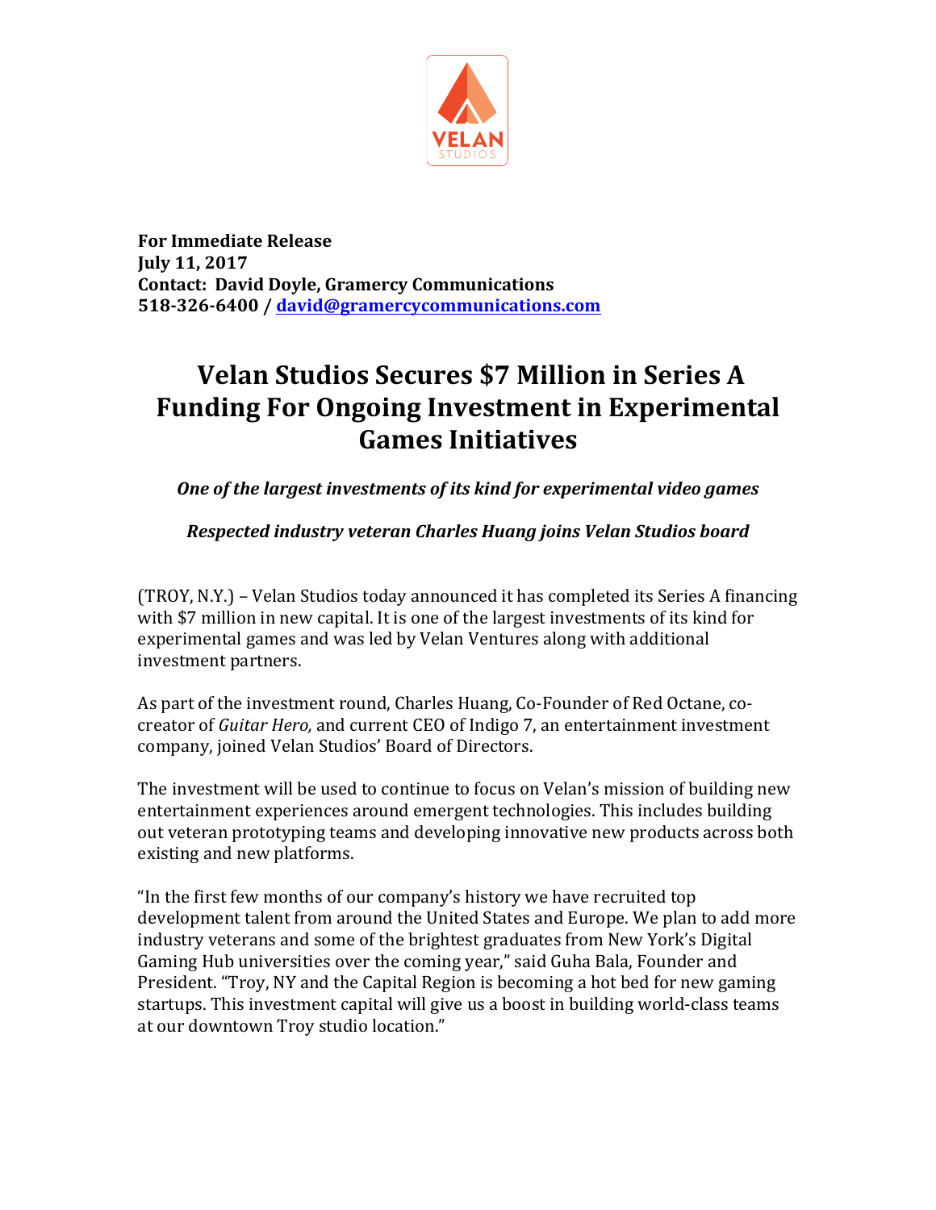VELAN
STUDIOS

**For Immediate Release**
**July 11, 2017**
**Contact: David Doyle, Gramercy Communications**
**518-326-6400 / [david@gramercycommunications.com](mailto:david@gramercycommunications.com)**

# Velan Studios Secures $7 Million in Series A Funding For Ongoing Investment in Experimental Games Initiatives

***One of the largest investments of its kind for experimental video games***

***Respected industry veteran Charles Huang joins Velan Studios board***

(TROY, N.Y.) – Velan Studios today announced it has completed its Series A financing with $7 million in new capital. It is one of the largest investments of its kind for experimental games and was led by Velan Ventures along with additional investment partners.

As part of the investment round, Charles Huang, Co-Founder of Red Octane, co-creator of *Guitar Hero,* and current CEO of Indigo 7, an entertainment investment company, joined Velan Studios' Board of Directors.

The investment will be used to continue to focus on Velan's mission of building new entertainment experiences around emergent technologies. This includes building out veteran prototyping teams and developing innovative new products across both existing and new platforms.

"In the first few months of our company's history we have recruited top development talent from around the United States and Europe. We plan to add more industry veterans and some of the brightest graduates from New York's Digital Gaming Hub universities over the coming year," said Guha Bala, Founder and President. "Troy, NY and the Capital Region is becoming a hot bed for new gaming startups. This investment capital will give us a boost in building world-class teams at our downtown Troy studio location."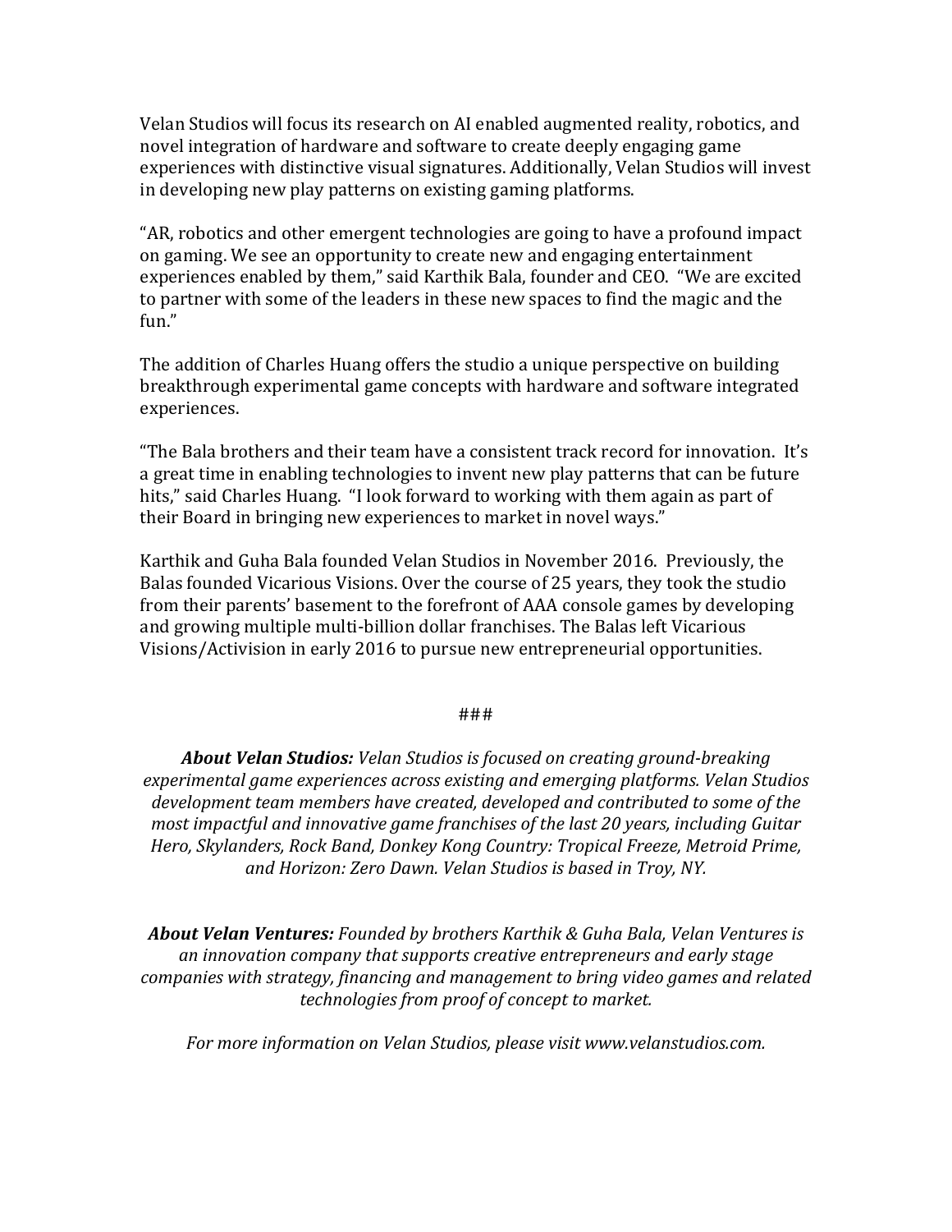Velan Studios will focus its research on AI enabled augmented reality, robotics, and novel integration of hardware and software to create deeply engaging game experiences with distinctive visual signatures. Additionally, Velan Studios will invest in developing new play patterns on existing gaming platforms.

"AR, robotics and other emergent technologies are going to have a profound impact on gaming. We see an opportunity to create new and engaging entertainment experiences enabled by them," said Karthik Bala, founder and CEO. "We are excited to partner with some of the leaders in these new spaces to find the magic and the fun."

The addition of Charles Huang offers the studio a unique perspective on building breakthrough experimental game concepts with hardware and software integrated experiences.

"The Bala brothers and their team have a consistent track record for innovation. It's a great time in enabling technologies to invent new play patterns that can be future hits," said Charles Huang. "I look forward to working with them again as part of their Board in bringing new experiences to market in novel ways."

Karthik and Guha Bala founded Velan Studios in November 2016. Previously, the Balas founded Vicarious Visions. Over the course of 25 years, they took the studio from their parents' basement to the forefront of AAA console games by developing and growing multiple multi-billion dollar franchises. The Balas left Vicarious Visions/Activision in early 2016 to pursue new entrepreneurial opportunities.

###

***About Velan Studios:*** *Velan Studios is focused on creating ground-breaking experimental game experiences across existing and emerging platforms. Velan Studios development team members have created, developed and contributed to some of the most impactful and innovative game franchises of the last 20 years, including Guitar Hero, Skylanders, Rock Band, Donkey Kong Country: Tropical Freeze, Metroid Prime, and Horizon: Zero Dawn. Velan Studios is based in Troy, NY.*

***About Velan Ventures:*** *Founded by brothers Karthik & Guha Bala, Velan Ventures is an innovation company that supports creative entrepreneurs and early stage companies with strategy, financing and management to bring video games and related technologies from proof of concept to market.*

*For more information on Velan Studios, please visit www.velanstudios.com.*